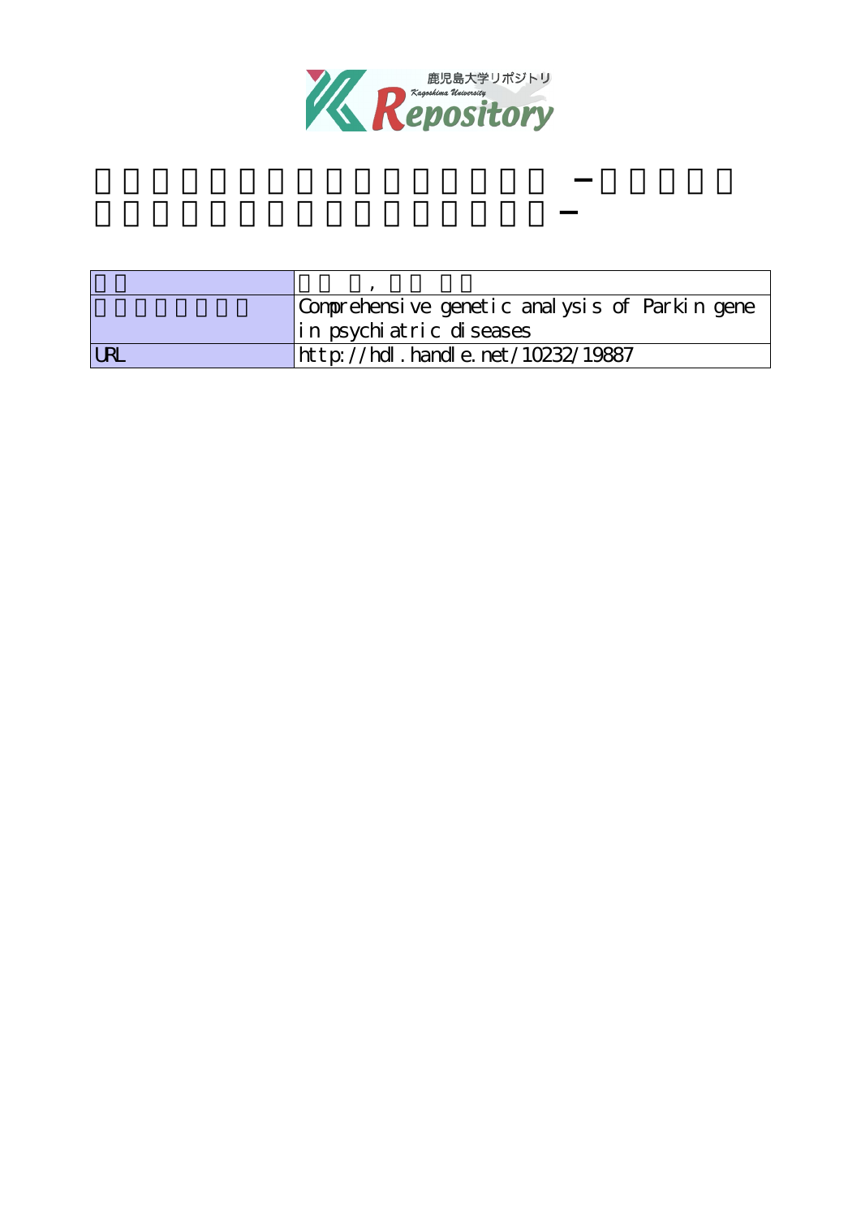鹿児島大学リポジトリ
Kagoshima University
Repository

| | |
|---|---|
| | , |
| | Comprehensive genetic analysis of Parkin gene in psychiatric diseases |
| URL | http://hdl.handle.net/10232/19887 |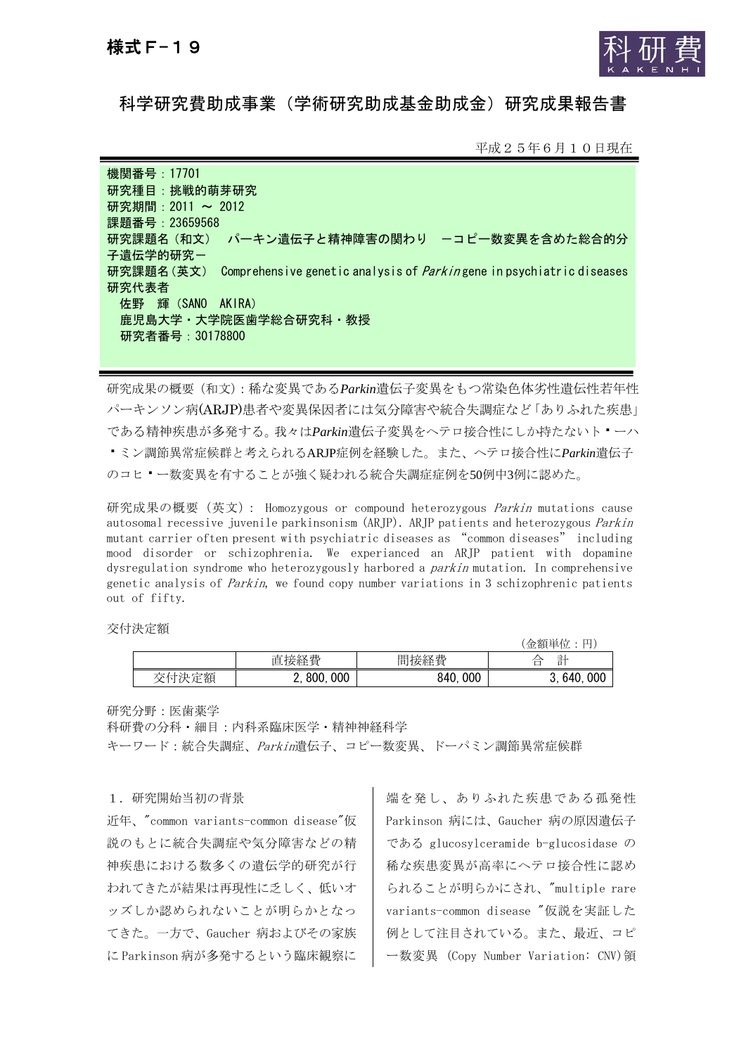様式Ｆ－１９

# 科学研究費助成事業（学術研究助成基金助成金）研究成果報告書

平成２５年６月１０日現在

機関番号：17701
研究種目：挑戦的萌芽研究
研究期間：2011 ～ 2012
課題番号：23659568
研究課題名（和文）　パーキン遺伝子と精神障害の関わり　－コピー数変異を含めた総合的分子遺伝学的研究－
研究課題名（英文）　Comprehensive genetic analysis of *Parkin* gene in psychiatric diseases
研究代表者
　佐野　輝（SANO　AKIRA）
　鹿児島大学・大学院医歯学総合研究科・教授
　研究者番号：30178800

研究成果の概要（和文）：稀な変異である*Parkin*遺伝子変異をもつ常染色体劣性遺伝性若年性パーキンソン病(ARJP)患者や変異保因者には気分障害や統合失調症など「ありふれた疾患」である精神疾患が多発する。我々は*Parkin*遺伝子変異をヘテロ接合性にしか持たないドーパミン調節異常症候群と考えられるARJP症例を経験した。また、ヘテロ接合性に*Parkin*遺伝子のコピー数変異を有することが強く疑われる統合失調症症例を50例中3例に認めた。

研究成果の概要（英文）：Homozygous or compound heterozygous *Parkin* mutations cause autosomal recessive juvenile parkinsonism (ARJP). ARJP patients and heterozygous *Parkin* mutant carrier often present with psychiatric diseases as "common diseases" including mood disorder or schizophrenia. We experianced an ARJP patient with dopamine dysregulation syndrome who heterozygously harbored a *parkin* mutation. In comprehensive genetic analysis of *Parkin*, we found copy number variations in 3 schizophrenic patients out of fifty.

交付決定額

（金額単位：円）

| | 直接経費 | 間接経費 | 合　計 |
|---|---|---|---|
| 交付決定額 | 2,800,000 | 840,000 | 3,640,000 |

研究分野：医歯薬学
科研費の分科・細目：内科系臨床医学・精神神経科学
キーワード：統合失調症、*Parkin*遺伝子、コピー数変異、ドーパミン調節異常症候群

## １．研究開始当初の背景

近年、"common variants-common disease"仮説のもとに統合失調症や気分障害などの精神疾患における数多くの遺伝学的研究が行われてきたが結果は再現性に乏しく、低いオッズしか認められないことが明らかとなってきた。一方で、Gaucher 病およびその家族に Parkinson 病が多発するという臨床観察に端を発し、ありふれた疾患である孤発性 Parkinson 病には、Gaucher 病の原因遺伝子である glucosylceramide b-glucosidase の稀な疾患変異が高率にヘテロ接合性に認められることが明らかにされ、"multiple rare variants-common disease "仮説を実証した例として注目されている。また、最近、コピー数変異 (Copy Number Variation: CNV)領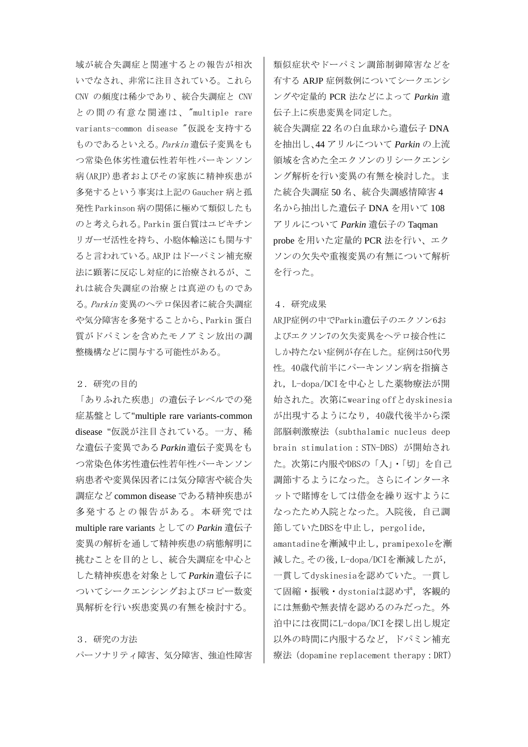域が統合失調症と関連するとの報告が相次いでなされ、非常に注目されている。これらCNV の頻度は稀少であり、統合失調症と CNV との間の有意な関連は、"multiple rare variants-common disease "仮説を支持するものであるといえる。*Parkin* 遺伝子変異をもつ常染色体劣性遺伝性若年性パーキンソン病(ARJP)患者およびその家族に精神疾患が多発するという事実は上記の Gaucher 病と孤発性 Parkinson 病の関係に極めて類似したものと考えられる。Parkin 蛋白質はユビキチンリガーゼ活性を持ち、小胞体輸送にも関与すると言われている。ARJP はドーパミン補充療法に顕著に反応し対症的に治療されるが、これは統合失調症の治療とは真逆のものである。*Parkin* 変異のヘテロ保因者に統合失調症や気分障害を多発することから、Parkin 蛋白質がドパミンを含めたモノアミン放出の調整機構などに関与する可能性がある。

## ２．研究の目的

「ありふれた疾患」の遺伝子レベルでの発症基盤として"multiple rare variants-common disease "仮説が注目されている。一方、稀な遺伝子変異である *Parkin* 遺伝子変異をもつ常染色体劣性遺伝性若年性パーキンソン病患者や変異保因者には気分障害や統合失調症など common disease である精神疾患が多発するとの報告がある。本研究では multiple rare variants としての *Parkin* 遺伝子変異の解析を通して精神疾患の病態解明に挑むことを目的とし、統合失調症を中心とした精神疾患を対象として *Parkin* 遺伝子についてシークエンシングおよびコピー数変異解析を行い疾患変異の有無を検討する。

## ３．研究の方法

パーソナリティ障害、気分障害、強迫性障害類似症状やドーパミン調節制御障害などを有する ARJP 症例数例についてシークエンシングや定量的 PCR 法などによって *Parkin* 遺伝子上に疾患変異を同定した。

統合失調症 22 名の白血球から遺伝子 DNA を抽出し、44 アリルについて *Parkin* の上流領域を含めた全エクソンのリシークエンシング解析を行い変異の有無を検討した。また統合失調症 50 名、統合失調感情障害 4 名から抽出した遺伝子 DNA を用いて 108 アリルについて *Parkin* 遺伝子の Taqman probe を用いた定量的 PCR 法を行い、エクソンの欠失や重複変異の有無について解析を行った。

## ４．研究成果

ARJP症例の中でParkin遺伝子のエクソン6およびエクソン7の欠失変異をヘテロ接合性にしか持たない症例が存在した。症例は50代男性。40歳代前半にパーキンソン病を指摘され，L-dopa/DCIを中心とした薬物療法が開始された。次第にwearing offとdyskinesiaが出現するようになり，40歳代後半から深部脳刺激療法（subthalamic nucleus deep brain stimulation：STN-DBS）が開始された。次第に内服やDBSの「入」・「切」を自己調節するようになった。さらにインターネットで賭博をしては借金を繰り返すようになったため入院となった。入院後，自己調節していたDBSを中止し，pergolide，amantadineを漸減中止し，pramipexoleを漸減した。その後，L-dopa/DCIを漸減したが，一貫してdyskinesiaを認めていた。一貫して固縮・振戦・dystoniaは認めず，客観的には無動や無表情を認めるのみだった。外泊中には夜間にL-dopa/DCIを探し出し規定以外の時間に内服するなど，ドパミン補充療法（dopamine replacement therapy：DRT）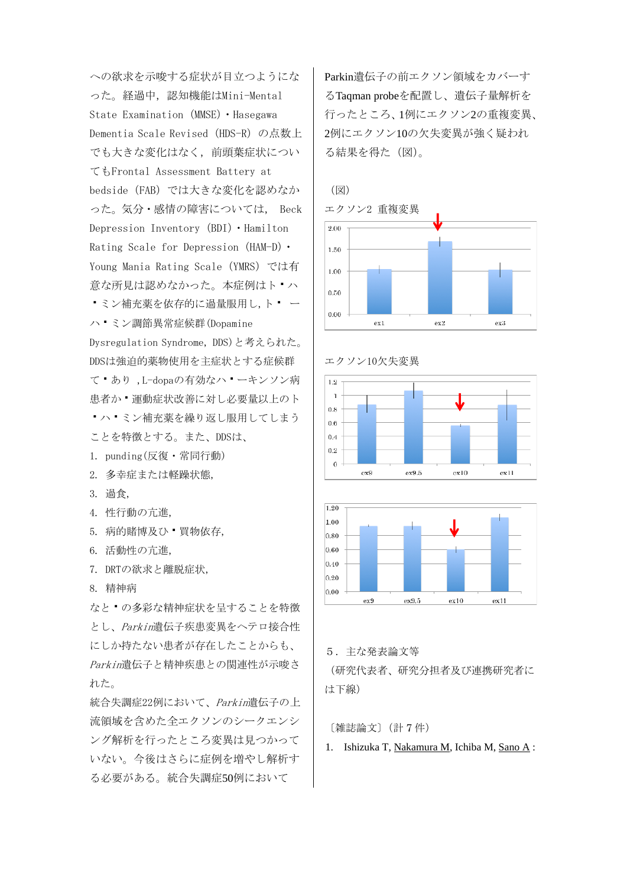への欲求を示唆する症状が目立つようになった。経過中，認知機能はMini-Mental State Examination（MMSE）・Hasegawa Dementia Scale Revised（HDS-R）の点数上でも大きな変化はなく，前頭葉症状についてもFrontal Assessment Battery at bedside（FAB）では大きな変化を認めなかった。気分・感情の障害については， Beck Depression Inventory（BDI）・Hamilton Rating Scale for Depression（HAM-D）・Young Mania Rating Scale（YMRS）では有意な所見は認めなかった。本症例はト・ハ・ミン補充薬を依存的に過量服用し，ト・ーハ・ミン調節異常症候群(Dopamine Dysregulation Syndrome，DDS)と考えられた。DDSは強迫的薬物使用を主症状とする症候群て・あり，L-dopaの有効なハ・ーキンソン病患者か・運動症状改善に対し必要量以上のト・ハ・ミン補充薬を繰り返し服用してしまうことを特徴とする。また、DDSは、

1. punding(反復・常同行動)
2. 多幸症または軽躁状態,
3. 過食,
4. 性行動の亢進,
5. 病的賭博及ひ・買物依存,
6. 活動性の亢進,
7. DRTの欲求と離脱症状,
8. 精神病

など・の多彩な精神症状を呈することを特徴とし、*Parkin*遺伝子疾患変異をヘテロ接合性にしか持たない患者が存在したことからも、*Parkin*遺伝子と精神疾患との関連性が示唆された。

統合失調症22例において、*Parkin*遺伝子の上流領域を含めた全エクソンのシークエンシング解析を行ったところ変異は見つかっていない。今後はさらに症例を増やし解析する必要がある。統合失調症50例において Parkin遺伝子の前エクソン領域をカバーするTaqman probeを配置し、遺伝子量解析を行ったところ、1例にエクソン2の重複変異、2例にエクソン10の欠失変異が強く疑われる結果を得た（図）。

（図）

エクソン2 重複変異

エクソン10欠失変異

5．主な発表論文等

（研究代表者、研究分担者及び連携研究者には下線）

〔雑誌論文〕（計 7 件）

1. Ishizuka T, <u>Nakamura M</u>, Ichiba M, <u>Sano A</u> :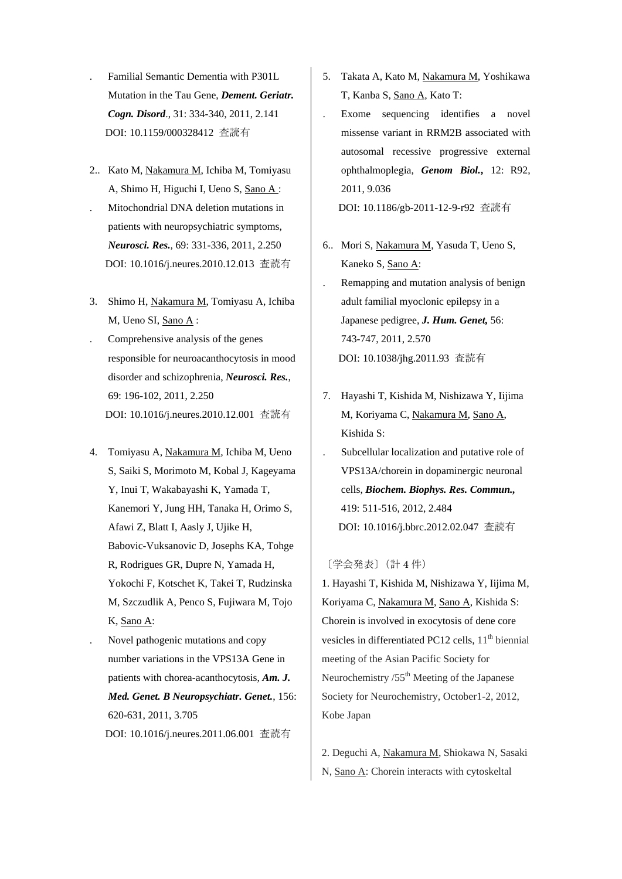Familial Semantic Dementia with P301L Mutation in the Tau Gene, ***Dement. Geriatr. Cogn. Disord***., 31: 334-340, 2011, 2.141
DOI: 10.1159/000328412 査読有

2.. Kato M, <u>Nakamura M</u>, Ichiba M, Tomiyasu A, Shimo H, Higuchi I, Ueno S, <u>Sano A</u> :
Mitochondrial DNA deletion mutations in patients with neuropsychiatric symptoms, ***Neurosci. Res.***, 69: 331-336, 2011, 2.250
DOI: 10.1016/j.neures.2010.12.013 査読有

3. Shimo H, <u>Nakamura M</u>, Tomiyasu A, Ichiba M, Ueno SI, <u>Sano A</u> :
Comprehensive analysis of the genes responsible for neuroacanthocytosis in mood disorder and schizophrenia, ***Neurosci. Res.***, 69: 196-102, 2011, 2.250
DOI: 10.1016/j.neures.2010.12.001 査読有

4. Tomiyasu A, <u>Nakamura M</u>, Ichiba M, Ueno S, Saiki S, Morimoto M, Kobal J, Kageyama Y, Inui T, Wakabayashi K, Yamada T, Kanemori Y, Jung HH, Tanaka H, Orimo S, Afawi Z, Blatt I, Aasly J, Ujike H, Babovic-Vuksanovic D, Josephs KA, Tohge R, Rodrigues GR, Dupre N, Yamada H, Yokochi F, Kotschet K, Takei T, Rudzinska M, Szczudlik A, Penco S, Fujiwara M, Tojo K, <u>Sano A</u>:
Novel pathogenic mutations and copy number variations in the VPS13A Gene in patients with chorea-acanthocytosis, ***Am. J. Med. Genet. B Neuropsychiatr. Genet.***, 156: 620-631, 2011, 3.705
DOI: 10.1016/j.neures.2011.06.001 査読有

5. Takata A, Kato M, <u>Nakamura M</u>, Yoshikawa T, Kanba S, <u>Sano A</u>, Kato T:
Exome sequencing identifies a novel missense variant in RRM2B associated with autosomal recessive progressive external ophthalmoplegia, ***Genom Biol.***, 12: R92, 2011, 9.036
DOI: 10.1186/gb-2011-12-9-r92 査読有

6.. Mori S, <u>Nakamura M</u>, Yasuda T, Ueno S, Kaneko S, <u>Sano A</u>:
Remapping and mutation analysis of benign adult familial myoclonic epilepsy in a Japanese pedigree, ***J. Hum. Genet,*** 56: 743-747, 2011, 2.570
DOI: 10.1038/jhg.2011.93 査読有

7. Hayashi T, Kishida M, Nishizawa Y, Iijima M, Koriyama C, <u>Nakamura M</u>, <u>Sano A</u>, Kishida S:
Subcellular localization and putative role of VPS13A/chorein in dopaminergic neuronal cells, ***Biochem. Biophys. Res. Commun.,*** 419: 511-516, 2012, 2.484
DOI: 10.1016/j.bbrc.2012.02.047 査読有

〔学会発表〕（計 4 件）

1. Hayashi T, Kishida M, Nishizawa Y, Iijima M, Koriyama C, <u>Nakamura M</u>, <u>Sano A</u>, Kishida S: Chorein is involved in exocytosis of dene core vesicles in differentiated PC12 cells, 11th biennial meeting of the Asian Pacific Society for Neurochemistry /55th Meeting of the Japanese Society for Neurochemistry, October1-2, 2012, Kobe Japan

2. Deguchi A, <u>Nakamura M</u>, Shiokawa N, Sasaki N, <u>Sano A</u>: Chorein interacts with cytoskeltal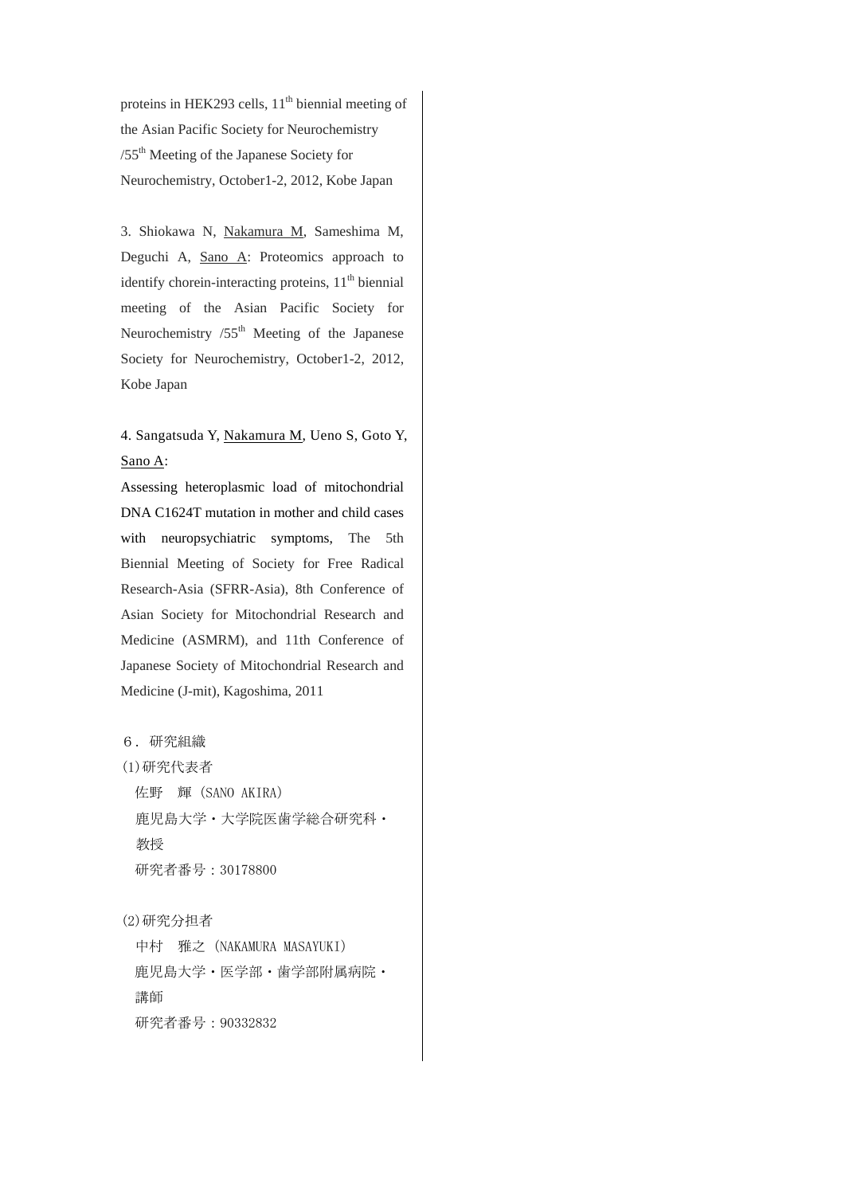proteins in HEK293 cells, 11th biennial meeting of the Asian Pacific Society for Neurochemistry /55th Meeting of the Japanese Society for Neurochemistry, October1-2, 2012, Kobe Japan

3. Shiokawa N, <u>Nakamura M</u>, Sameshima M, Deguchi A, <u>Sano A</u>: Proteomics approach to identify chorein-interacting proteins, 11th biennial meeting of the Asian Pacific Society for Neurochemistry /55th Meeting of the Japanese Society for Neurochemistry, October1-2, 2012, Kobe Japan

4. Sangatsuda Y, <u>Nakamura M</u>, Ueno S, Goto Y, <u>Sano A</u>:
Assessing heteroplasmic load of mitochondrial DNA C1624T mutation in mother and child cases with neuropsychiatric symptoms, The 5th Biennial Meeting of Society for Free Radical Research-Asia (SFRR-Asia), 8th Conference of Asian Society for Mitochondrial Research and Medicine (ASMRM), and 11th Conference of Japanese Society of Mitochondrial Research and Medicine (J-mit), Kagoshima, 2011

６．研究組織

(1)研究代表者

佐野　輝（SANO AKIRA）
鹿児島大学・大学院医歯学総合研究科・教授
研究者番号：30178800

(2)研究分担者

中村　雅之（NAKAMURA MASAYUKI）
鹿児島大学・医学部・歯学部附属病院・講師
研究者番号：90332832